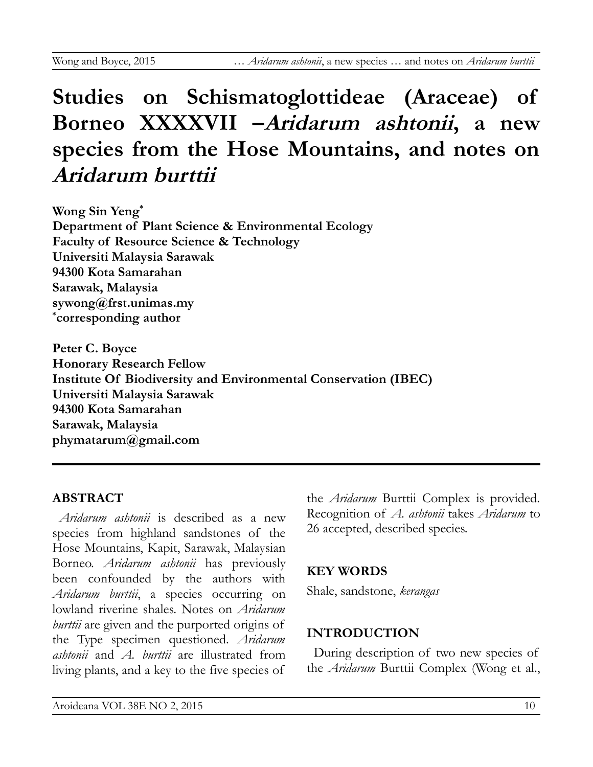# Studies on Schismatoglottideae (Araceae) of Borneo XXXXVII –*Aridarum ashtonii*, a new species from the Hose Mountains, and notes on *Aridarum burttii*

**Wong Sin Yeng***
**Department of Plant Science & Environmental Ecology**
**Faculty of Resource Science & Technology**
**Universiti Malaysia Sarawak**
**94300 Kota Samarahan**
**Sarawak, Malaysia**
**sywong@frst.unimas.my**
**\*corresponding author**

**Peter C. Boyce**
**Honorary Research Fellow**
**Institute Of Biodiversity and Environmental Conservation (IBEC)**
**Universiti Malaysia Sarawak**
**94300 Kota Samarahan**
**Sarawak, Malaysia**
**phymatarum@gmail.com**

---

## ABSTRACT

*Aridarum ashtonii* is described as a new species from highland sandstones of the Hose Mountains, Kapit, Sarawak, Malaysian Borneo. *Aridarum ashtonii* has previously been confounded by the authors with *Aridarum burttii*, a species occurring on lowland riverine shales. Notes on *Aridarum burttii* are given and the purported origins of the Type specimen questioned. *Aridarum ashtonii* and *A. burttii* are illustrated from living plants, and a key to the five species of the *Aridarum* Burttii Complex is provided. Recognition of *A. ashtonii* takes *Aridarum* to 26 accepted, described species.

## KEY WORDS

Shale, sandstone, *kerangas*

## INTRODUCTION

During description of two new species of the *Aridarum* Burttii Complex (Wong et al.,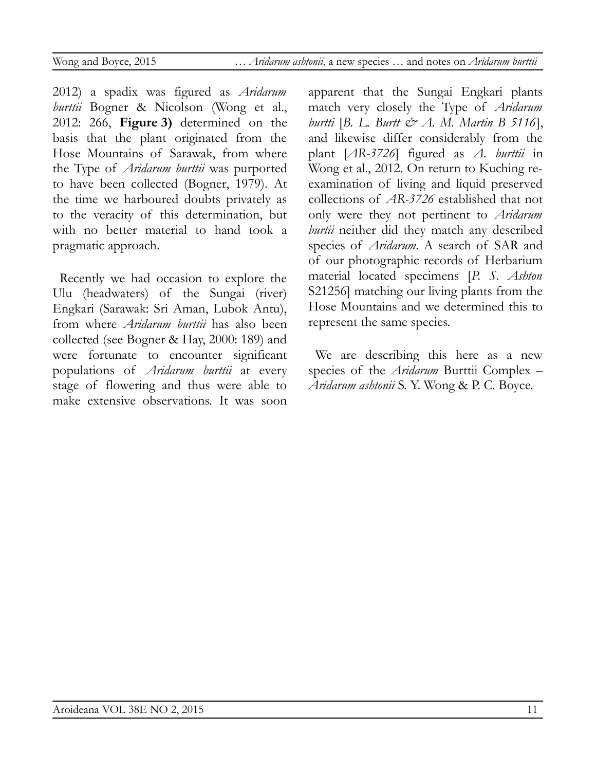2012) a spadix was figured as *Aridarum burttii* Bogner & Nicolson (Wong et al., 2012: 266, **Figure 3)** determined on the basis that the plant originated from the Hose Mountains of Sarawak, from where the Type of *Aridarum burttii* was purported to have been collected (Bogner, 1979). At the time we harboured doubts privately as to the veracity of this determination, but with no better material to hand took a pragmatic approach.

Recently we had occasion to explore the Ulu (headwaters) of the Sungai (river) Engkari (Sarawak: Sri Aman, Lubok Antu), from where *Aridarum burttii* has also been collected (see Bogner & Hay, 2000: 189) and were fortunate to encounter significant populations of *Aridarum burttii* at every stage of flowering and thus were able to make extensive observations. It was soon apparent that the Sungai Engkari plants match very closely the Type of *Aridarum burtti* [*B. L. Burtt & A. M. Martin B 5116*], and likewise differ considerably from the plant [*AR-3726*] figured as *A. burttii* in Wong et al., 2012. On return to Kuching re-examination of living and liquid preserved collections of *AR-3726* established that not only were they not pertinent to *Aridarum burtii* neither did they match any described species of *Aridarum*. A search of SAR and of our photographic records of Herbarium material located specimens [*P. S. Ashton* S21256] matching our living plants from the Hose Mountains and we determined this to represent the same species.

We are describing this here as a new species of the *Aridarum* Burttii Complex – *Aridarum ashtonii* S. Y. Wong & P. C. Boyce.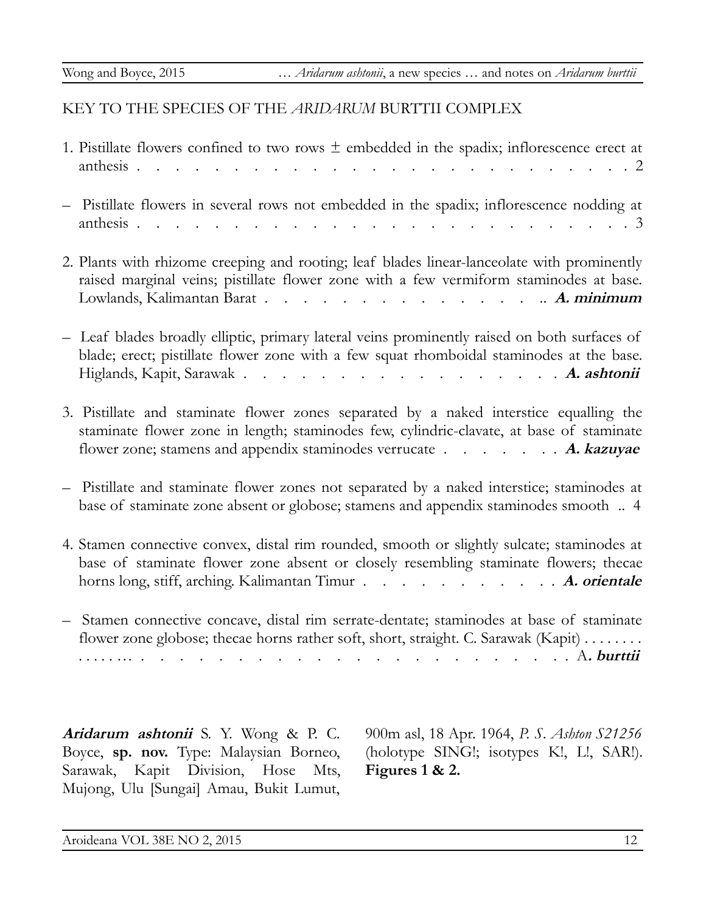## KEY TO THE SPECIES OF THE *ARIDARUM* BURTTII COMPLEX

1. Pistillate flowers confined to two rows ± embedded in the spadix; inflorescence erect at anthesis . . . . . . . . . . . . . . . . . . . . . . . . . . . . 2

– Pistillate flowers in several rows not embedded in the spadix; inflorescence nodding at anthesis . . . . . . . . . . . . . . . . . . . . . . . . . . . . 3

2. Plants with rhizome creeping and rooting; leaf blades linear-lanceolate with prominently raised marginal veins; pistillate flower zone with a few vermiform staminodes at base. Lowlands, Kalimantan Barat . . . . . . . . . . . . . . . .. ***A. minimum***

– Leaf blades broadly elliptic, primary lateral veins prominently raised on both surfaces of blade; erect; pistillate flower zone with a few squat rhomboidal staminodes at the base. Higlands, Kapit, Sarawak . . . . . . . . . . . . . . . . . . ***A. ashtonii***

3. Pistillate and staminate flower zones separated by a naked interstice equalling the staminate flower zone in length; staminodes few, cylindric-clavate, at base of staminate flower zone; stamens and appendix staminodes verrucate . . . . . . . . ***A. kazuyae***

– Pistillate and staminate flower zones not separated by a naked interstice; staminodes at base of staminate zone absent or globose; stamens and appendix staminodes smooth .. 4

4. Stamen connective convex, distal rim rounded, smooth or slightly sulcate; staminodes at base of staminate flower zone absent or closely resembling staminate flowers; thecae horns long, stiff, arching. Kalimantan Timur . . . . . . . . . . . . ***A. orientale***

– Stamen connective concave, distal rim serrate-dentate; staminodes at base of staminate flower zone globose; thecae horns rather soft, short, straight. C. Sarawak (Kapit) . . . . . . . . . . . . . . .. . . . . . . . . . . . . . . . . . . . . . . . . . . . . A***. burttii***

***Aridarum ashtonii*** S. Y. Wong & P. C. Boyce, **sp. nov.** Type: Malaysian Borneo, Sarawak, Kapit Division, Hose Mts, Mujong, Ulu [Sungai] Amau, Bukit Lumut, 900m asl, 18 Apr. 1964, *P. S. Ashton S21256* (holotype SING!; isotypes K!, L!, SAR!). **Figures 1 & 2.**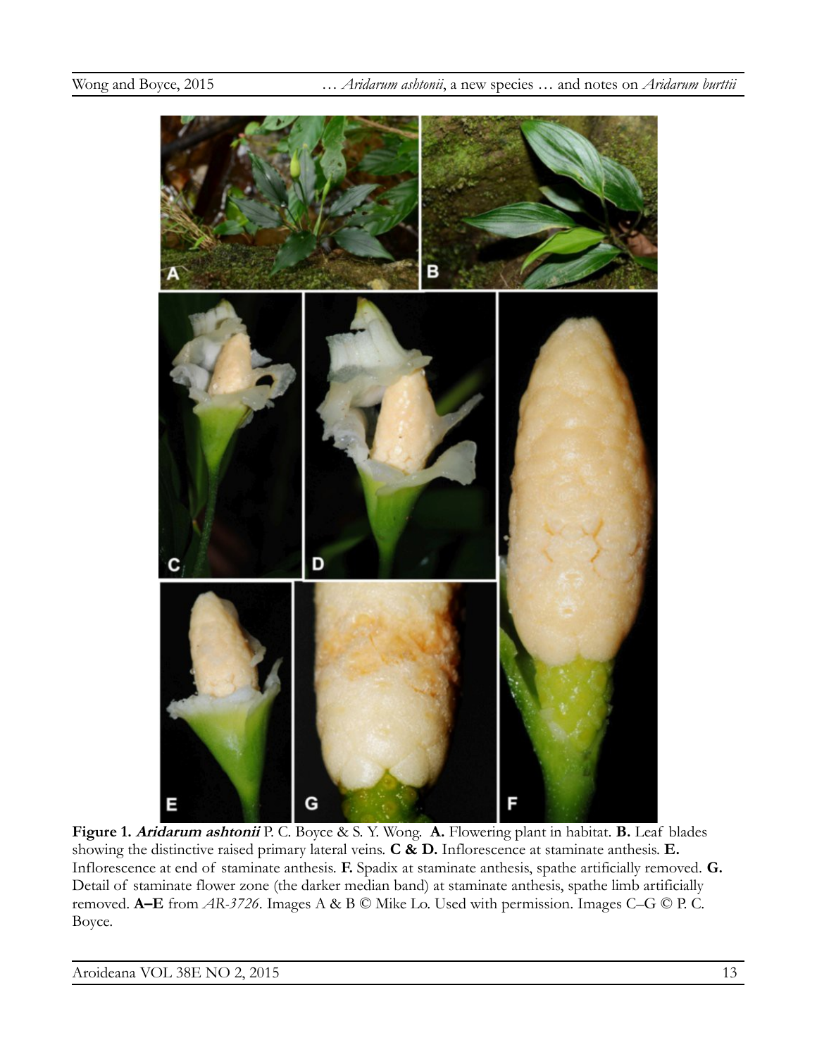**Figure 1. *Aridarum ashtonii*** P. C. Boyce & S. Y. Wong. **A.** Flowering plant in habitat. **B.** Leaf blades showing the distinctive raised primary lateral veins. **C & D.** Inflorescence at staminate anthesis. **E.** Inflorescence at end of staminate anthesis. **F.** Spadix at staminate anthesis, spathe artificially removed. **G.** Detail of staminate flower zone (the darker median band) at staminate anthesis, spathe limb artificially removed. **A–E** from *AR-3726*. Images A & B © Mike Lo. Used with permission. Images C–G © P. C. Boyce.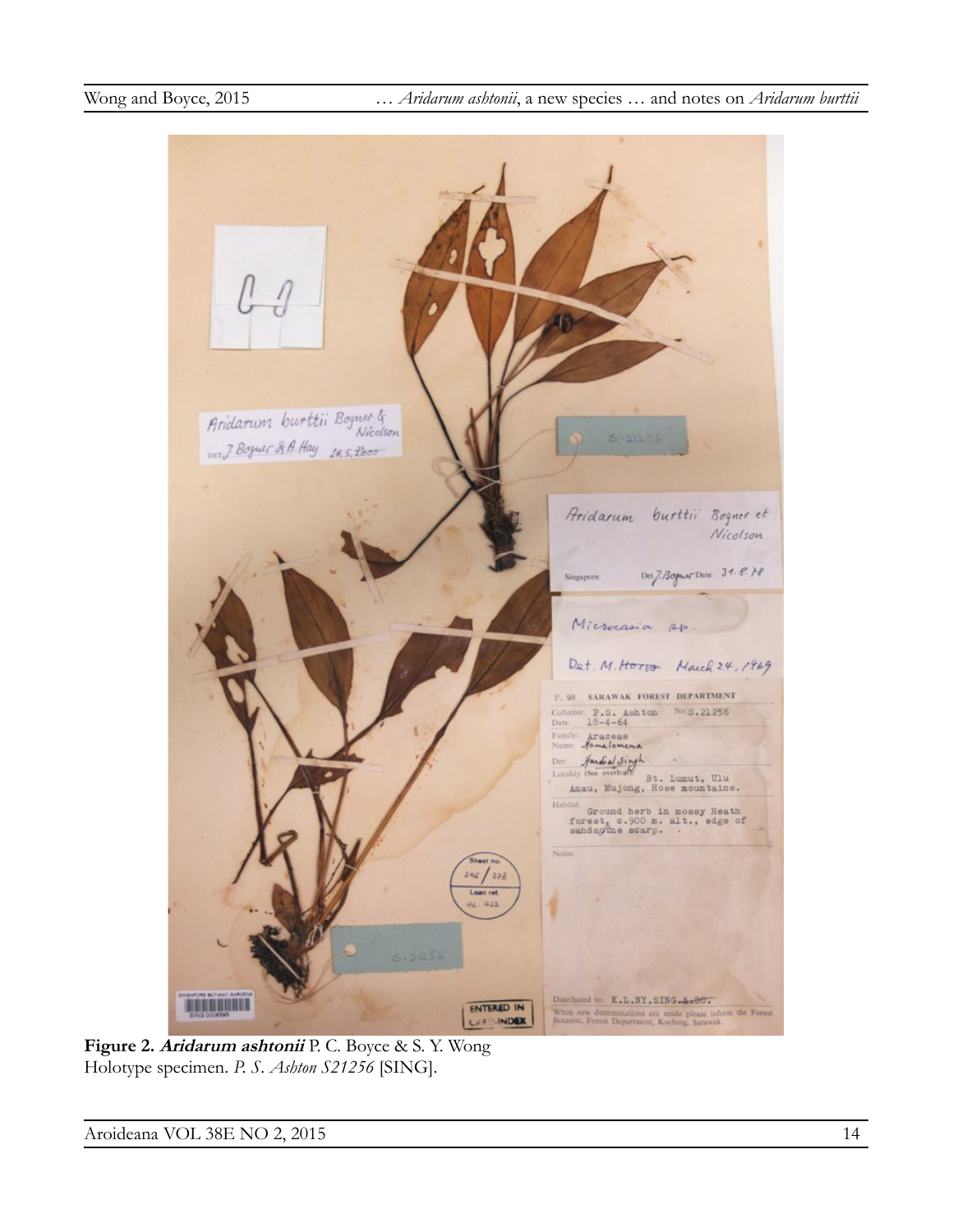**Figure 2. *Aridarum ashtonii*** P. C. Boyce & S. Y. Wong
Holotype specimen. *P. S. Ashton S21256* [SING].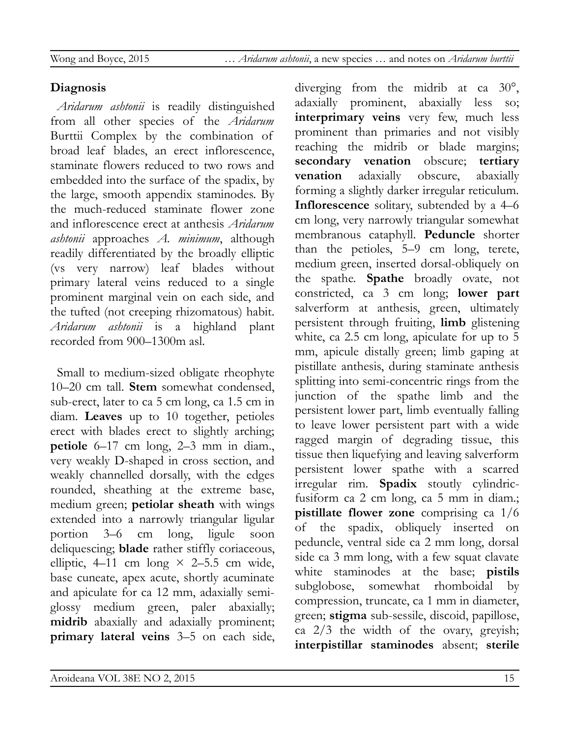## Diagnosis

*Aridarum ashtonii* is readily distinguished from all other species of the *Aridarum* Burttii Complex by the combination of broad leaf blades, an erect inflorescence, staminate flowers reduced to two rows and embedded into the surface of the spadix, by the large, smooth appendix staminodes. By the much-reduced staminate flower zone and inflorescence erect at anthesis *Aridarum ashtonii* approaches *A. minimum*, although readily differentiated by the broadly elliptic (vs very narrow) leaf blades without primary lateral veins reduced to a single prominent marginal vein on each side, and the tufted (not creeping rhizomatous) habit. *Aridarum ashtonii* is a highland plant recorded from 900–1300m asl.

Small to medium-sized obligate rheophyte 10–20 cm tall. **Stem** somewhat condensed, sub-erect, later to ca 5 cm long, ca 1.5 cm in diam. **Leaves** up to 10 together, petioles erect with blades erect to slightly arching; **petiole** 6–17 cm long, 2–3 mm in diam., very weakly D-shaped in cross section, and weakly channelled dorsally, with the edges rounded, sheathing at the extreme base, medium green; **petiolar sheath** with wings extended into a narrowly triangular ligular portion 3–6 cm long, ligule soon deliquescing; **blade** rather stiffly coriaceous, elliptic, 4–11 cm long × 2–5.5 cm wide, base cuneate, apex acute, shortly acuminate and apiculate for ca 12 mm, adaxially semi-glossy medium green, paler abaxially; **midrib** abaxially and adaxially prominent; **primary lateral veins** 3–5 on each side, diverging from the midrib at ca 30°, adaxially prominent, abaxially less so; **interprimary veins** very few, much less prominent than primaries and not visibly reaching the midrib or blade margins; **secondary venation** obscure; **tertiary venation** adaxially obscure, abaxially forming a slightly darker irregular reticulum. **Inflorescence** solitary, subtended by a 4–6 cm long, very narrowly triangular somewhat membranous cataphyll. **Peduncle** shorter than the petioles, 5–9 cm long, terete, medium green, inserted dorsal-obliquely on the spathe. **Spathe** broadly ovate, not constricted, ca 3 cm long; **lower part** salverform at anthesis, green, ultimately persistent through fruiting, **limb** glistening white, ca 2.5 cm long, apiculate for up to 5 mm, apicule distally green; limb gaping at pistillate anthesis, during staminate anthesis splitting into semi-concentric rings from the junction of the spathe limb and the persistent lower part, limb eventually falling to leave lower persistent part with a wide ragged margin of degrading tissue, this tissue then liquefying and leaving salverform persistent lower spathe with a scarred irregular rim. **Spadix** stoutly cylindric-fusiform ca 2 cm long, ca 5 mm in diam.; **pistillate flower zone** comprising ca 1/6 of the spadix, obliquely inserted on peduncle, ventral side ca 2 mm long, dorsal side ca 3 mm long, with a few squat clavate white staminodes at the base; **pistils** subglobose, somewhat rhomboidal by compression, truncate, ca 1 mm in diameter, green; **stigma** sub-sessile, discoid, papillose, ca 2/3 the width of the ovary, greyish; **interpistillar staminodes** absent; **sterile**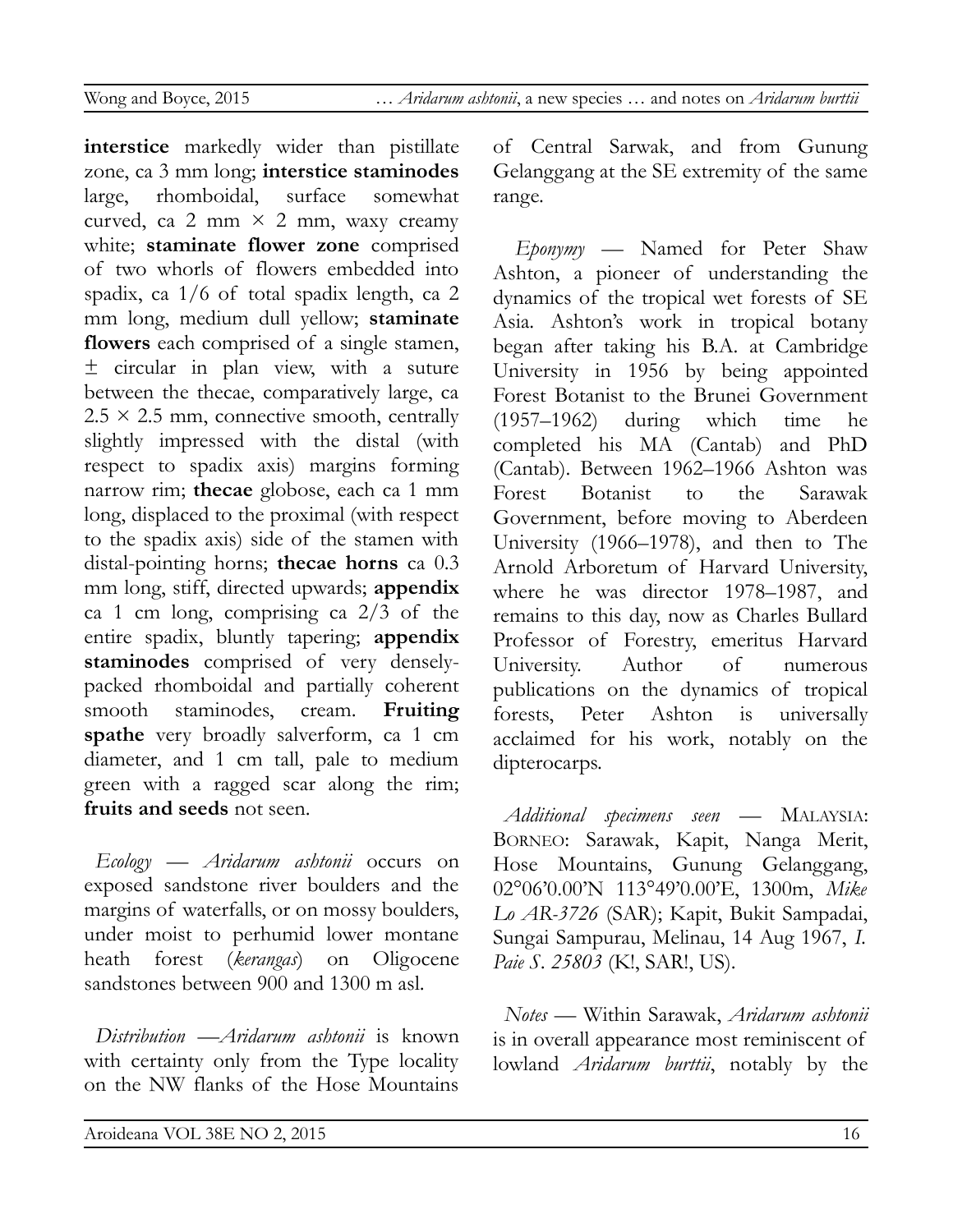**interstice** markedly wider than pistillate zone, ca 3 mm long; **interstice staminodes** large, rhomboidal, surface somewhat curved, ca 2 mm × 2 mm, waxy creamy white; **staminate flower zone** comprised of two whorls of flowers embedded into spadix, ca 1/6 of total spadix length, ca 2 mm long, medium dull yellow; **staminate flowers** each comprised of a single stamen, ± circular in plan view, with a suture between the thecae, comparatively large, ca 2.5 × 2.5 mm, connective smooth, centrally slightly impressed with the distal (with respect to spadix axis) margins forming narrow rim; **thecae** globose, each ca 1 mm long, displaced to the proximal (with respect to the spadix axis) side of the stamen with distal-pointing horns; **thecae horns** ca 0.3 mm long, stiff, directed upwards; **appendix** ca 1 cm long, comprising ca 2/3 of the entire spadix, bluntly tapering; **appendix staminodes** comprised of very densely-packed rhomboidal and partially coherent smooth staminodes, cream. **Fruiting spathe** very broadly salverform, ca 1 cm diameter, and 1 cm tall, pale to medium green with a ragged scar along the rim; **fruits and seeds** not seen.

*Ecology* — *Aridarum ashtonii* occurs on exposed sandstone river boulders and the margins of waterfalls, or on mossy boulders, under moist to perhumid lower montane heath forest (*kerangas*) on Oligocene sandstones between 900 and 1300 m asl.

*Distribution* —*Aridarum ashtonii* is known with certainty only from the Type locality on the NW flanks of the Hose Mountains of Central Sarwak, and from Gunung Gelanggang at the SE extremity of the same range.

*Eponymy* — Named for Peter Shaw Ashton, a pioneer of understanding the dynamics of the tropical wet forests of SE Asia. Ashton's work in tropical botany began after taking his B.A. at Cambridge University in 1956 by being appointed Forest Botanist to the Brunei Government (1957–1962) during which time he completed his MA (Cantab) and PhD (Cantab). Between 1962–1966 Ashton was Forest Botanist to the Sarawak Government, before moving to Aberdeen University (1966–1978), and then to The Arnold Arboretum of Harvard University, where he was director 1978–1987, and remains to this day, now as Charles Bullard Professor of Forestry, emeritus Harvard University. Author of numerous publications on the dynamics of tropical forests, Peter Ashton is universally acclaimed for his work, notably on the dipterocarps.

*Additional specimens seen* — MALAYSIA: BORNEO: Sarawak, Kapit, Nanga Merit, Hose Mountains, Gunung Gelanggang, 02°06'0.00'N 113°49'0.00'E, 1300m, *Mike Lo AR-3726* (SAR); Kapit, Bukit Sampadai, Sungai Sampurau, Melinau, 14 Aug 1967, *I. Paie S. 25803* (K!, SAR!, US).

*Notes* — Within Sarawak, *Aridarum ashtonii* is in overall appearance most reminiscent of lowland *Aridarum burttii*, notably by the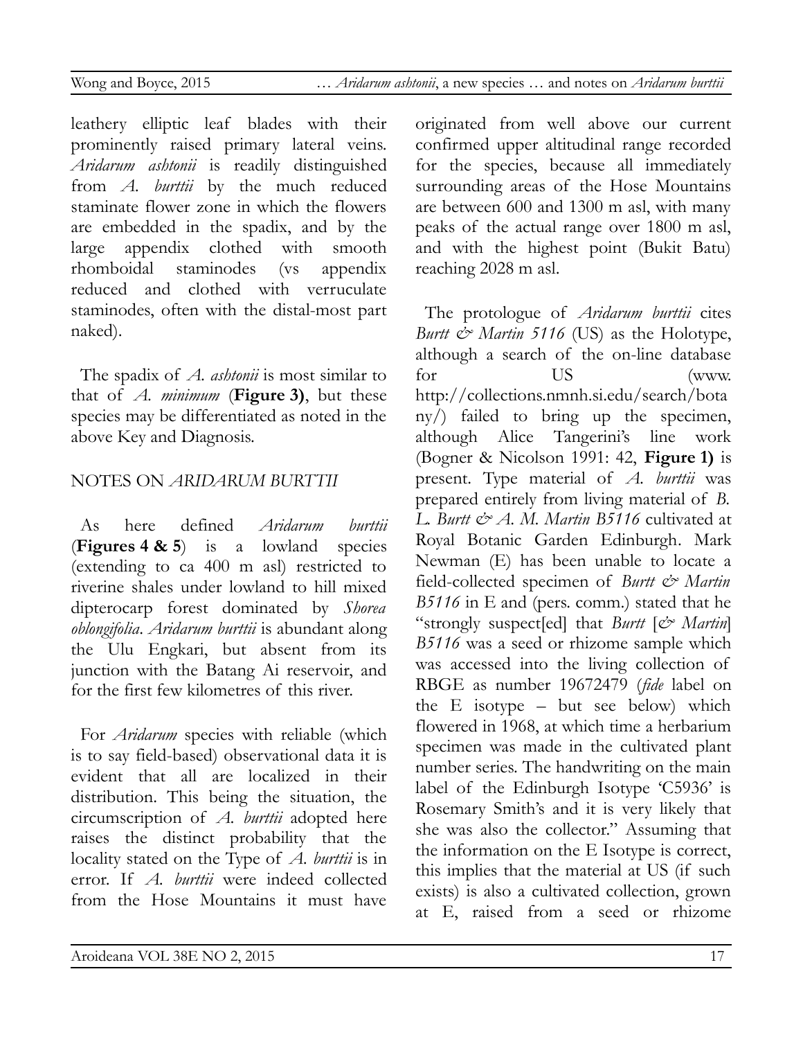leathery elliptic leaf blades with their prominently raised primary lateral veins. *Aridarum ashtonii* is readily distinguished from *A. burttii* by the much reduced staminate flower zone in which the flowers are embedded in the spadix, and by the large appendix clothed with smooth rhomboidal staminodes (vs appendix reduced and clothed with verruculate staminodes, often with the distal-most part naked).

The spadix of *A. ashtonii* is most similar to that of *A. minimum* (**Figure 3)**, but these species may be differentiated as noted in the above Key and Diagnosis.

## NOTES ON *ARIDARUM BURTTII*

As here defined *Aridarum burttii* (**Figures 4 & 5**) is a lowland species (extending to ca 400 m asl) restricted to riverine shales under lowland to hill mixed dipterocarp forest dominated by *Shorea oblongifolia*. *Aridarum burttii* is abundant along the Ulu Engkari, but absent from its junction with the Batang Ai reservoir, and for the first few kilometres of this river.

For *Aridarum* species with reliable (which is to say field-based) observational data it is evident that all are localized in their distribution. This being the situation, the circumscription of *A. burttii* adopted here raises the distinct probability that the locality stated on the Type of *A. burttii* is in error. If *A. burttii* were indeed collected from the Hose Mountains it must have originated from well above our current confirmed upper altitudinal range recorded for the species, because all immediately surrounding areas of the Hose Mountains are between 600 and 1300 m asl, with many peaks of the actual range over 1800 m asl, and with the highest point (Bukit Batu) reaching 2028 m asl.

The protologue of *Aridarum burttii* cites *Burtt & Martin 5116* (US) as the Holotype, although a search of the on-line database for US (www. http://collections.nmnh.si.edu/search/botany/) failed to bring up the specimen, although Alice Tangerini's line work (Bogner & Nicolson 1991: 42, **Figure 1)** is present. Type material of *A. burttii* was prepared entirely from living material of *B. L. Burtt & A. M. Martin B5116* cultivated at Royal Botanic Garden Edinburgh. Mark Newman (E) has been unable to locate a field-collected specimen of *Burtt & Martin B5116* in E and (pers. comm.) stated that he "strongly suspect[ed] that *Burtt* [*& Martin*] *B5116* was a seed or rhizome sample which was accessed into the living collection of RBGE as number 19672479 (*fide* label on the E isotype – but see below) which flowered in 1968, at which time a herbarium specimen was made in the cultivated plant number series. The handwriting on the main label of the Edinburgh Isotype 'C5936' is Rosemary Smith's and it is very likely that she was also the collector." Assuming that the information on the E Isotype is correct, this implies that the material at US (if such exists) is also a cultivated collection, grown at E, raised from a seed or rhizome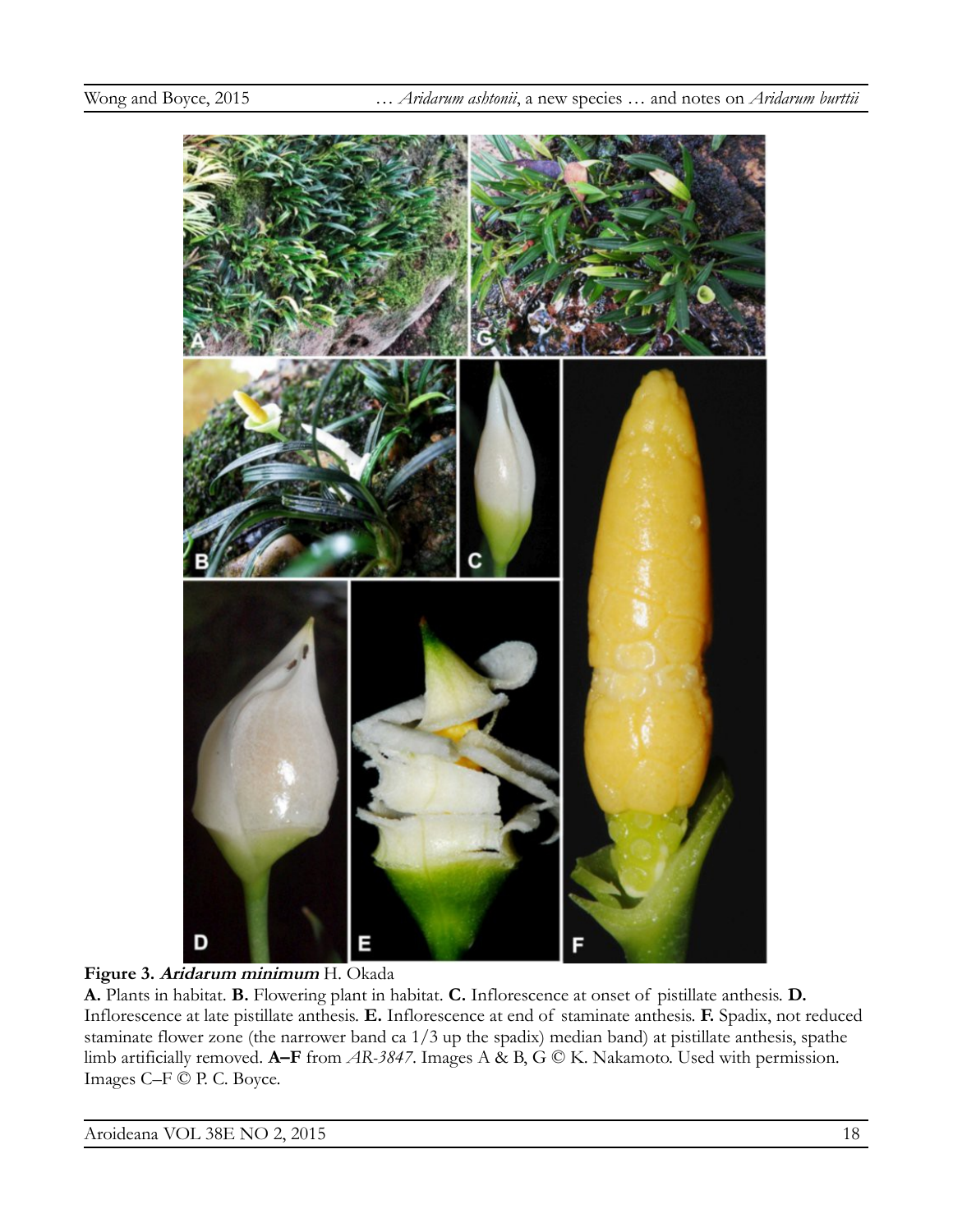**Figure 3. *Aridarum minimum*** H. Okada

**A.** Plants in habitat. **B.** Flowering plant in habitat. **C.** Inflorescence at onset of pistillate anthesis. **D.** Inflorescence at late pistillate anthesis. **E.** Inflorescence at end of staminate anthesis. **F.** Spadix, not reduced staminate flower zone (the narrower band ca 1/3 up the spadix) median band) at pistillate anthesis, spathe limb artificially removed. **A–F** from *AR-3847*. Images A & B, G © K. Nakamoto. Used with permission. Images C–F © P. C. Boyce.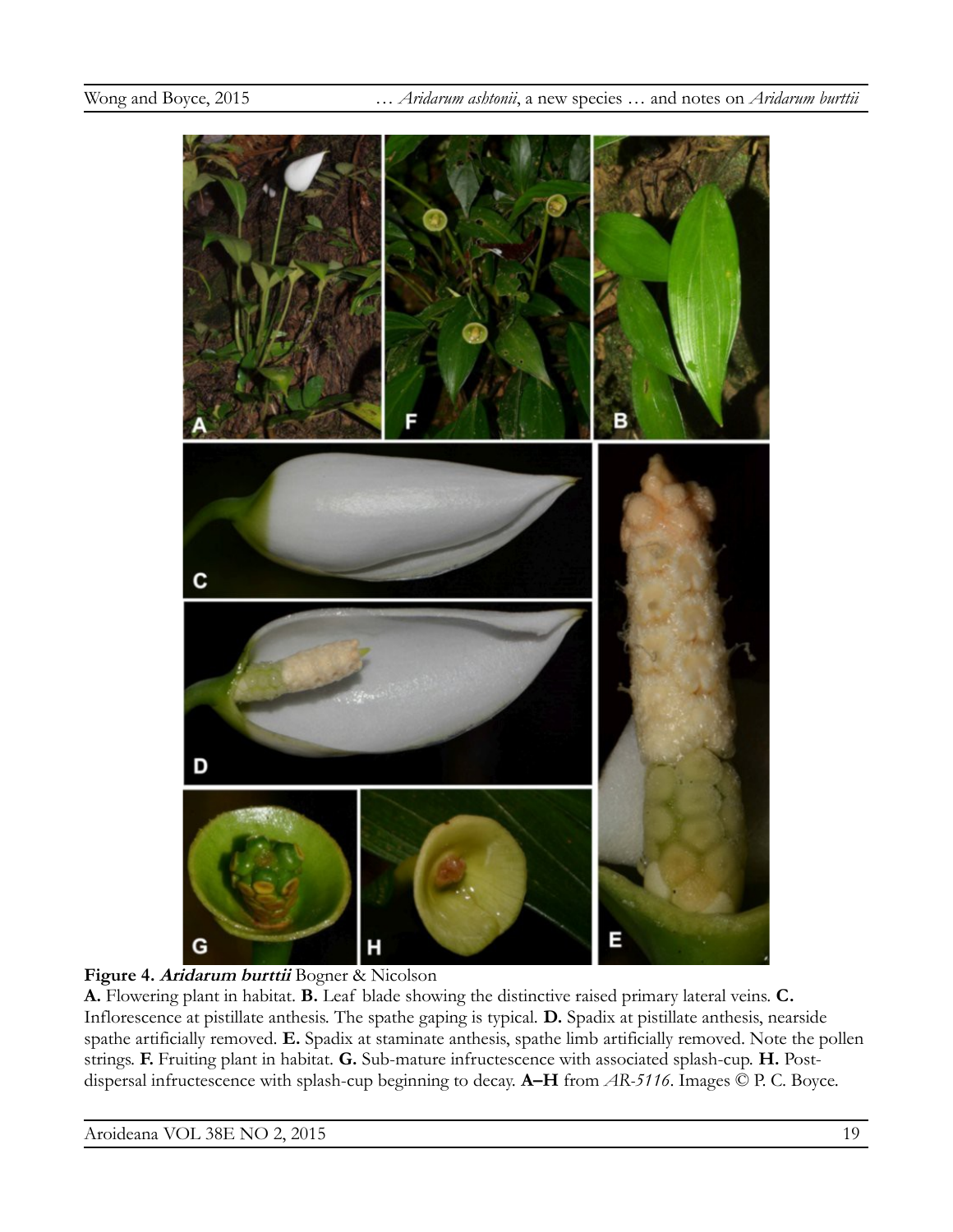**Figure 4. *Aridarum burttii*** Bogner & Nicolson

**A.** Flowering plant in habitat. **B.** Leaf blade showing the distinctive raised primary lateral veins. **C.** Inflorescence at pistillate anthesis. The spathe gaping is typical. **D.** Spadix at pistillate anthesis, nearside spathe artificially removed. **E.** Spadix at staminate anthesis, spathe limb artificially removed. Note the pollen strings. **F.** Fruiting plant in habitat. **G.** Sub-mature infructescence with associated splash-cup. **H.** Post-dispersal infructescence with splash-cup beginning to decay. **A–H** from *AR-5116*. Images © P. C. Boyce.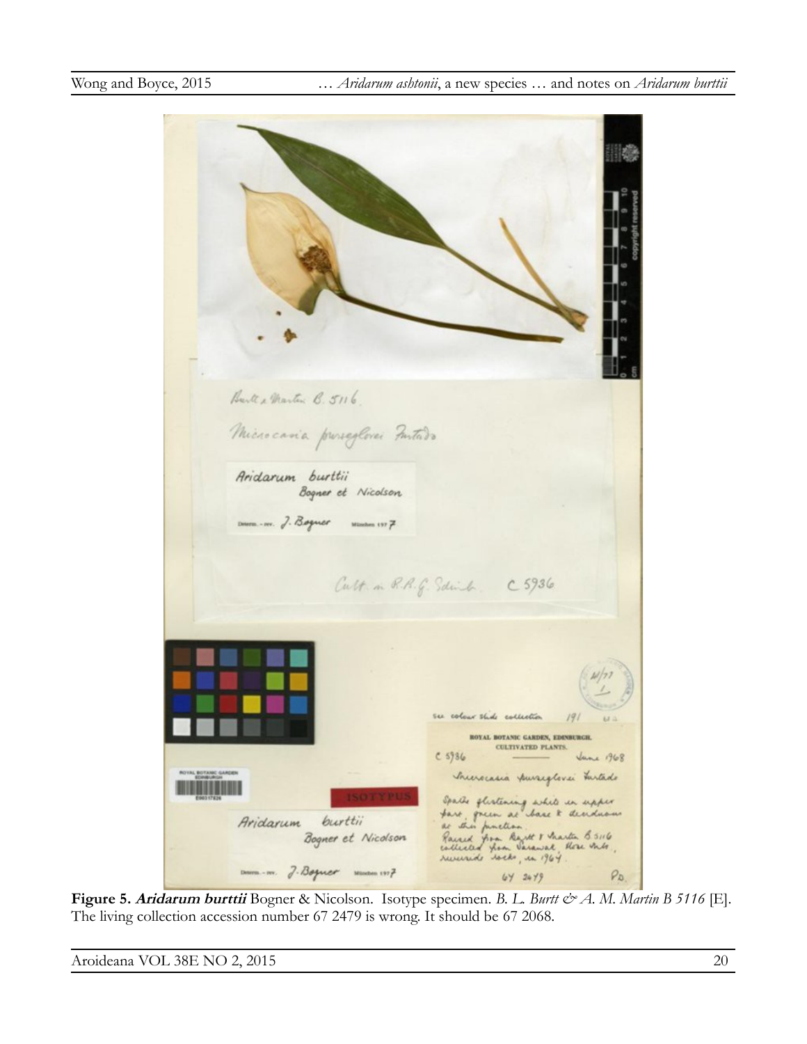**Figure 5.** ***Aridarum burttii*** Bogner & Nicolson. Isotype specimen. *B. L. Burtt & A. M. Martin B 5116* [E]. The living collection accession number 67 2479 is wrong. It should be 67 2068.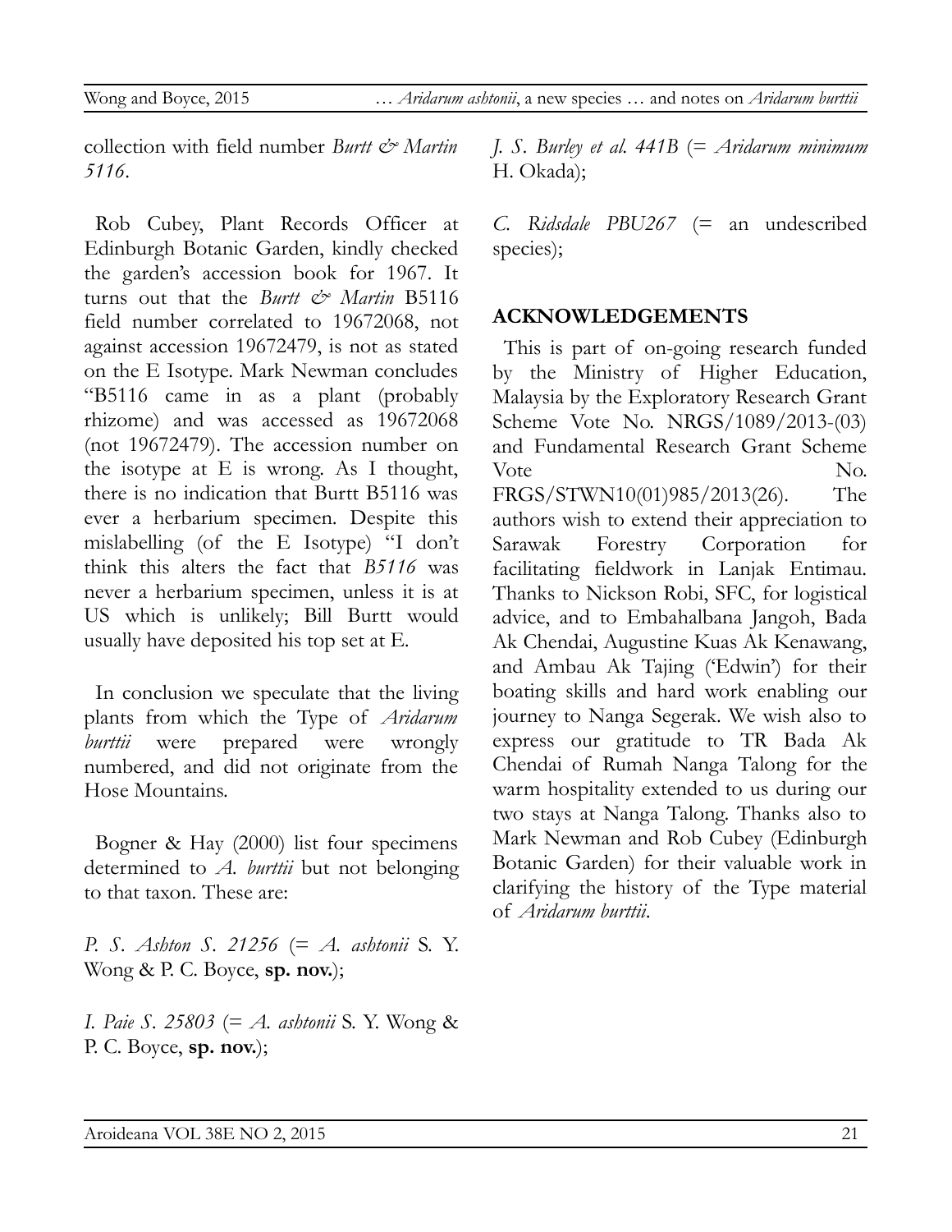collection with field number *Burtt & Martin 5116*.

Rob Cubey, Plant Records Officer at Edinburgh Botanic Garden, kindly checked the garden's accession book for 1967. It turns out that the *Burtt & Martin* B5116 field number correlated to 19672068, not against accession 19672479, is not as stated on the E Isotype. Mark Newman concludes "B5116 came in as a plant (probably rhizome) and was accessed as 19672068 (not 19672479). The accession number on the isotype at E is wrong. As I thought, there is no indication that Burtt B5116 was ever a herbarium specimen. Despite this mislabelling (of the E Isotype) "I don't think this alters the fact that *B5116* was never a herbarium specimen, unless it is at US which is unlikely; Bill Burtt would usually have deposited his top set at E.

In conclusion we speculate that the living plants from which the Type of *Aridarum burttii* were prepared were wrongly numbered, and did not originate from the Hose Mountains.

Bogner & Hay (2000) list four specimens determined to *A. burttii* but not belonging to that taxon. These are:

*P. S. Ashton S. 21256* (= *A. ashtonii* S. Y. Wong & P. C. Boyce, **sp. nov.**);

*I. Paie S. 25803* (= *A. ashtonii* S. Y. Wong & P. C. Boyce, **sp. nov.**);

*J. S. Burley et al. 441B* (= *Aridarum minimum* H. Okada);

*C. Ridsdale PBU267* (= an undescribed species);

## ACKNOWLEDGEMENTS

This is part of on-going research funded by the Ministry of Higher Education, Malaysia by the Exploratory Research Grant Scheme Vote No. NRGS/1089/2013-(03) and Fundamental Research Grant Scheme Vote No. FRGS/STWN10(01)985/2013(26). The authors wish to extend their appreciation to Sarawak Forestry Corporation for facilitating fieldwork in Lanjak Entimau. Thanks to Nickson Robi, SFC, for logistical advice, and to Embahalbana Jangoh, Bada Ak Chendai, Augustine Kuas Ak Kenawang, and Ambau Ak Tajing ('Edwin') for their boating skills and hard work enabling our journey to Nanga Segerak. We wish also to express our gratitude to TR Bada Ak Chendai of Rumah Nanga Talong for the warm hospitality extended to us during our two stays at Nanga Talong. Thanks also to Mark Newman and Rob Cubey (Edinburgh Botanic Garden) for their valuable work in clarifying the history of the Type material of *Aridarum burttii*.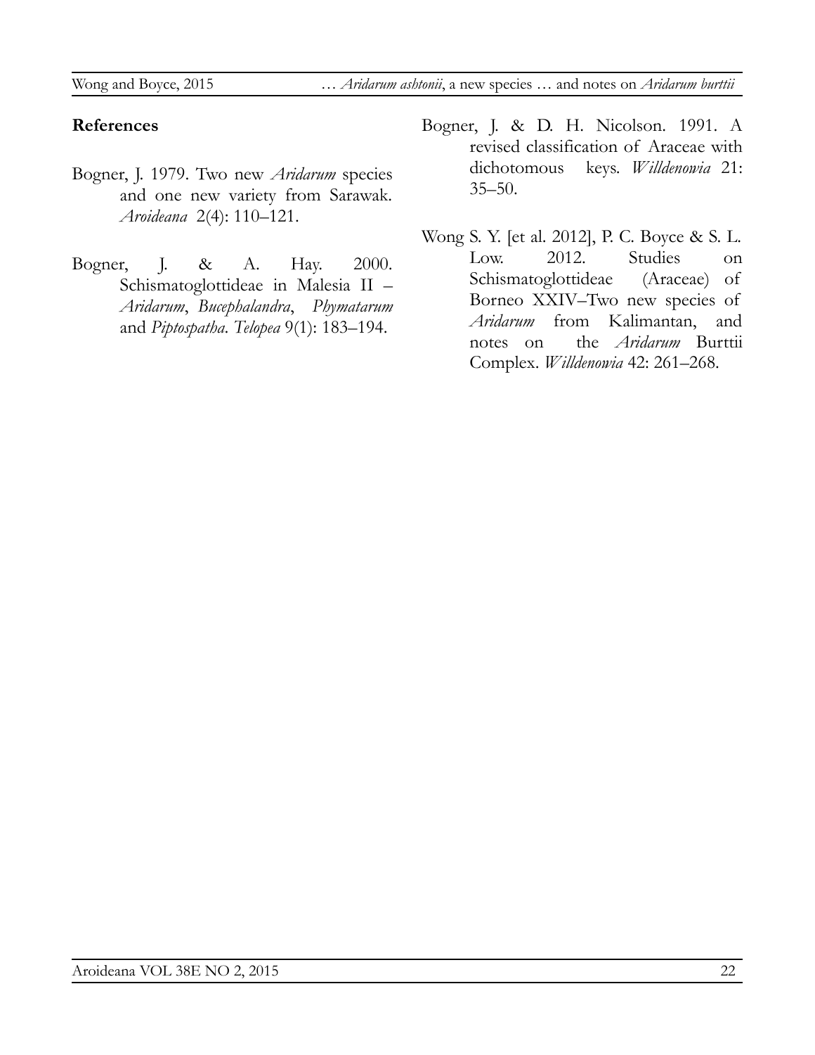## References

Bogner, J. 1979. Two new *Aridarum* species and one new variety from Sarawak. *Aroideana* 2(4): 110–121.

Bogner, J. & A. Hay. 2000. Schismatoglottideae in Malesia II – *Aridarum*, *Bucephalandra*, *Phymatarum* and *Piptospatha*. *Telopea* 9(1): 183–194.

Bogner, J. & D. H. Nicolson. 1991. A revised classification of Araceae with dichotomous keys. *Willdenowia* 21: 35–50.

Wong S. Y. [et al. 2012], P. C. Boyce & S. L. Low. 2012. Studies on Schismatoglottideae (Araceae) of Borneo XXIV–Two new species of *Aridarum* from Kalimantan, and notes on the *Aridarum* Burttii Complex. *Willdenowia* 42: 261–268.